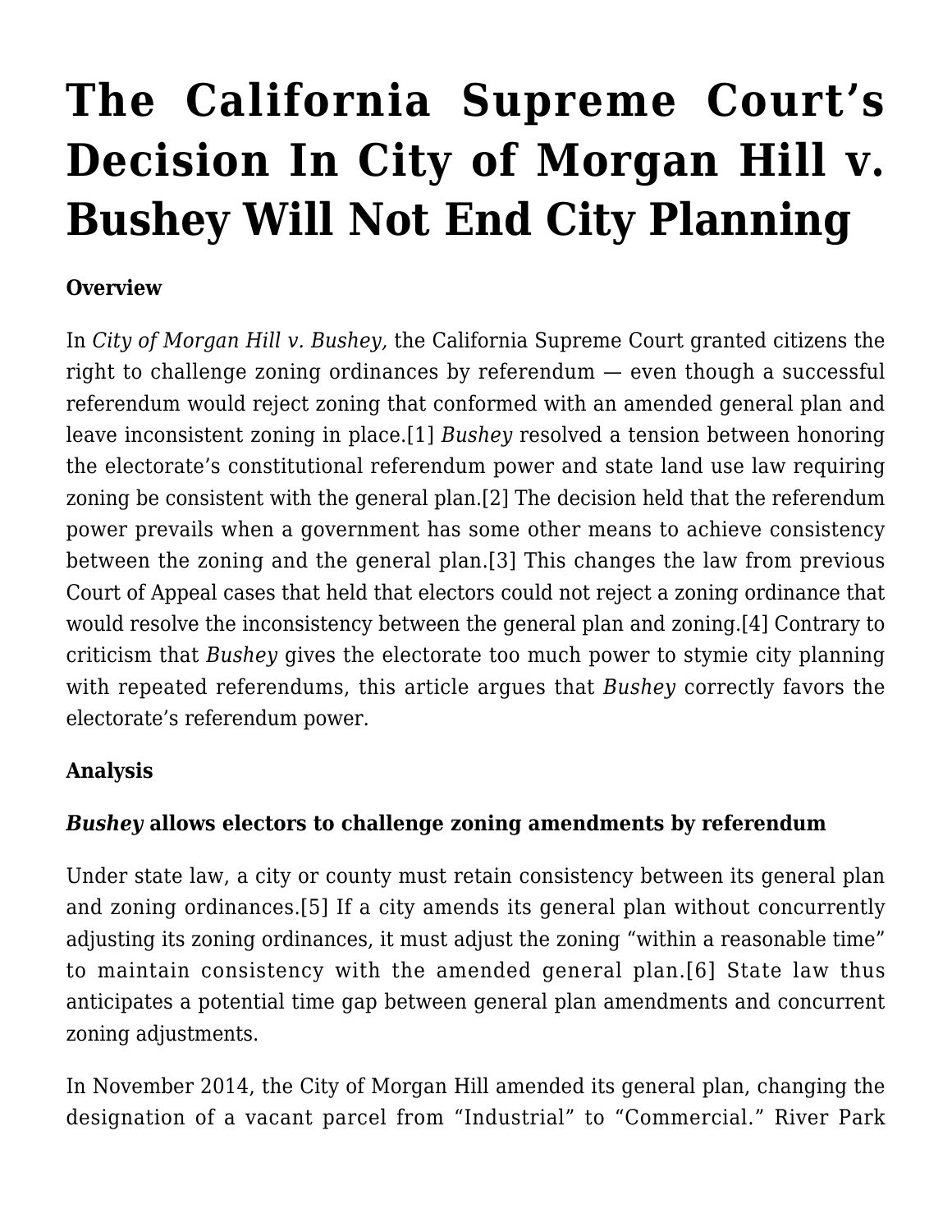# The California Supreme Court's Decision In City of Morgan Hill v. Bushey Will Not End City Planning

**Overview**

In *City of Morgan Hill v. Bushey,* the California Supreme Court granted citizens the right to challenge zoning ordinances by referendum — even though a successful referendum would reject zoning that conformed with an amended general plan and leave inconsistent zoning in place.[1] *Bushey* resolved a tension between honoring the electorate's constitutional referendum power and state land use law requiring zoning be consistent with the general plan.[2] The decision held that the referendum power prevails when a government has some other means to achieve consistency between the zoning and the general plan.[3] This changes the law from previous Court of Appeal cases that held that electors could not reject a zoning ordinance that would resolve the inconsistency between the general plan and zoning.[4] Contrary to criticism that *Bushey* gives the electorate too much power to stymie city planning with repeated referendums, this article argues that *Bushey* correctly favors the electorate's referendum power.

**Analysis**

***Bushey* allows electors to challenge zoning amendments by referendum**

Under state law, a city or county must retain consistency between its general plan and zoning ordinances.[5] If a city amends its general plan without concurrently adjusting its zoning ordinances, it must adjust the zoning "within a reasonable time" to maintain consistency with the amended general plan.[6] State law thus anticipates a potential time gap between general plan amendments and concurrent zoning adjustments.

In November 2014, the City of Morgan Hill amended its general plan, changing the designation of a vacant parcel from "Industrial" to "Commercial." River Park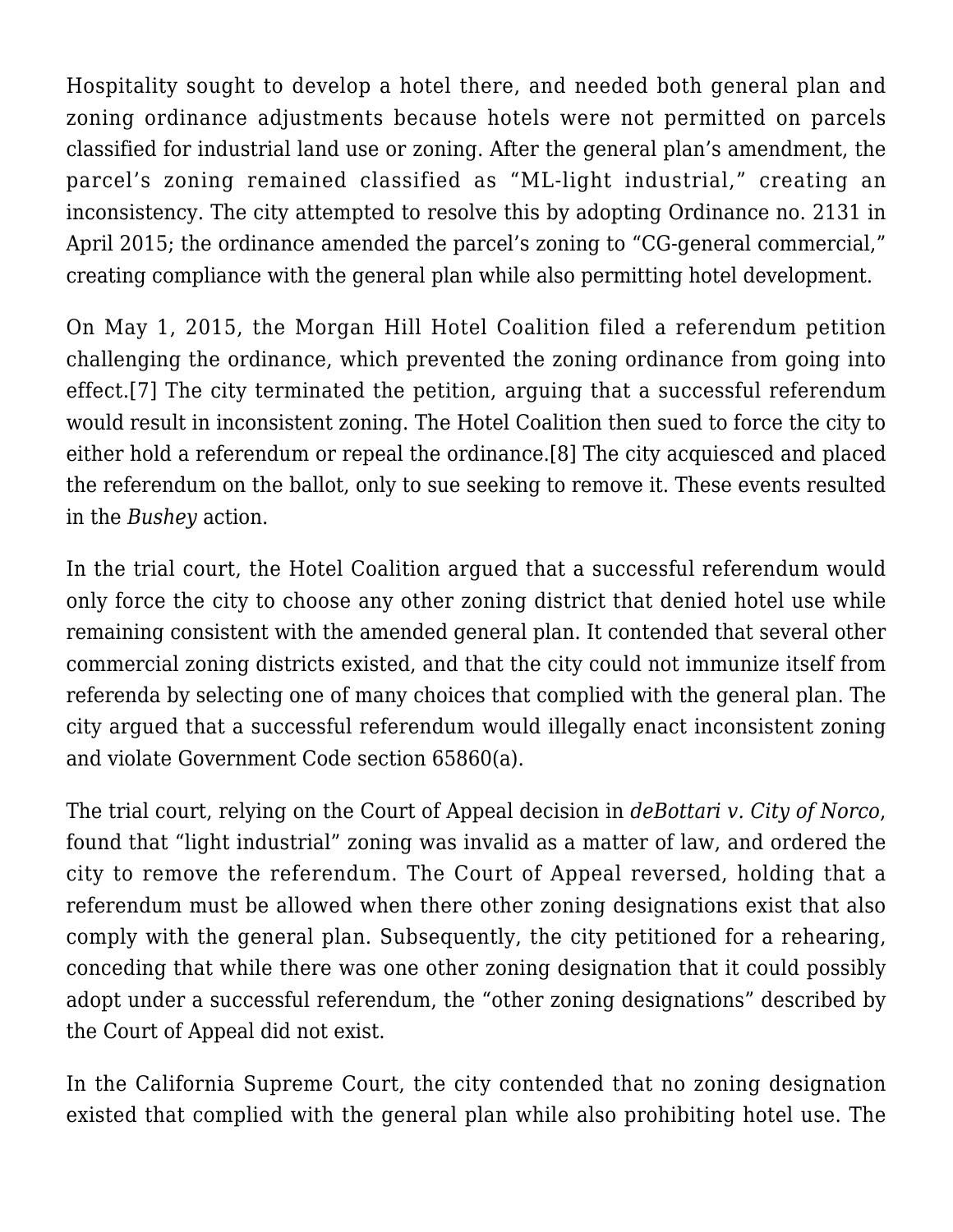Hospitality sought to develop a hotel there, and needed both general plan and zoning ordinance adjustments because hotels were not permitted on parcels classified for industrial land use or zoning. After the general plan's amendment, the parcel's zoning remained classified as "ML-light industrial," creating an inconsistency. The city attempted to resolve this by adopting Ordinance no. 2131 in April 2015; the ordinance amended the parcel's zoning to "CG-general commercial," creating compliance with the general plan while also permitting hotel development.

On May 1, 2015, the Morgan Hill Hotel Coalition filed a referendum petition challenging the ordinance, which prevented the zoning ordinance from going into effect.[7] The city terminated the petition, arguing that a successful referendum would result in inconsistent zoning. The Hotel Coalition then sued to force the city to either hold a referendum or repeal the ordinance.[8] The city acquiesced and placed the referendum on the ballot, only to sue seeking to remove it. These events resulted in the *Bushey* action.

In the trial court, the Hotel Coalition argued that a successful referendum would only force the city to choose any other zoning district that denied hotel use while remaining consistent with the amended general plan. It contended that several other commercial zoning districts existed, and that the city could not immunize itself from referenda by selecting one of many choices that complied with the general plan. The city argued that a successful referendum would illegally enact inconsistent zoning and violate Government Code section 65860(a).

The trial court, relying on the Court of Appeal decision in *deBottari v. City of Norco*, found that "light industrial" zoning was invalid as a matter of law, and ordered the city to remove the referendum. The Court of Appeal reversed, holding that a referendum must be allowed when there other zoning designations exist that also comply with the general plan. Subsequently, the city petitioned for a rehearing, conceding that while there was one other zoning designation that it could possibly adopt under a successful referendum, the "other zoning designations" described by the Court of Appeal did not exist.

In the California Supreme Court, the city contended that no zoning designation existed that complied with the general plan while also prohibiting hotel use. The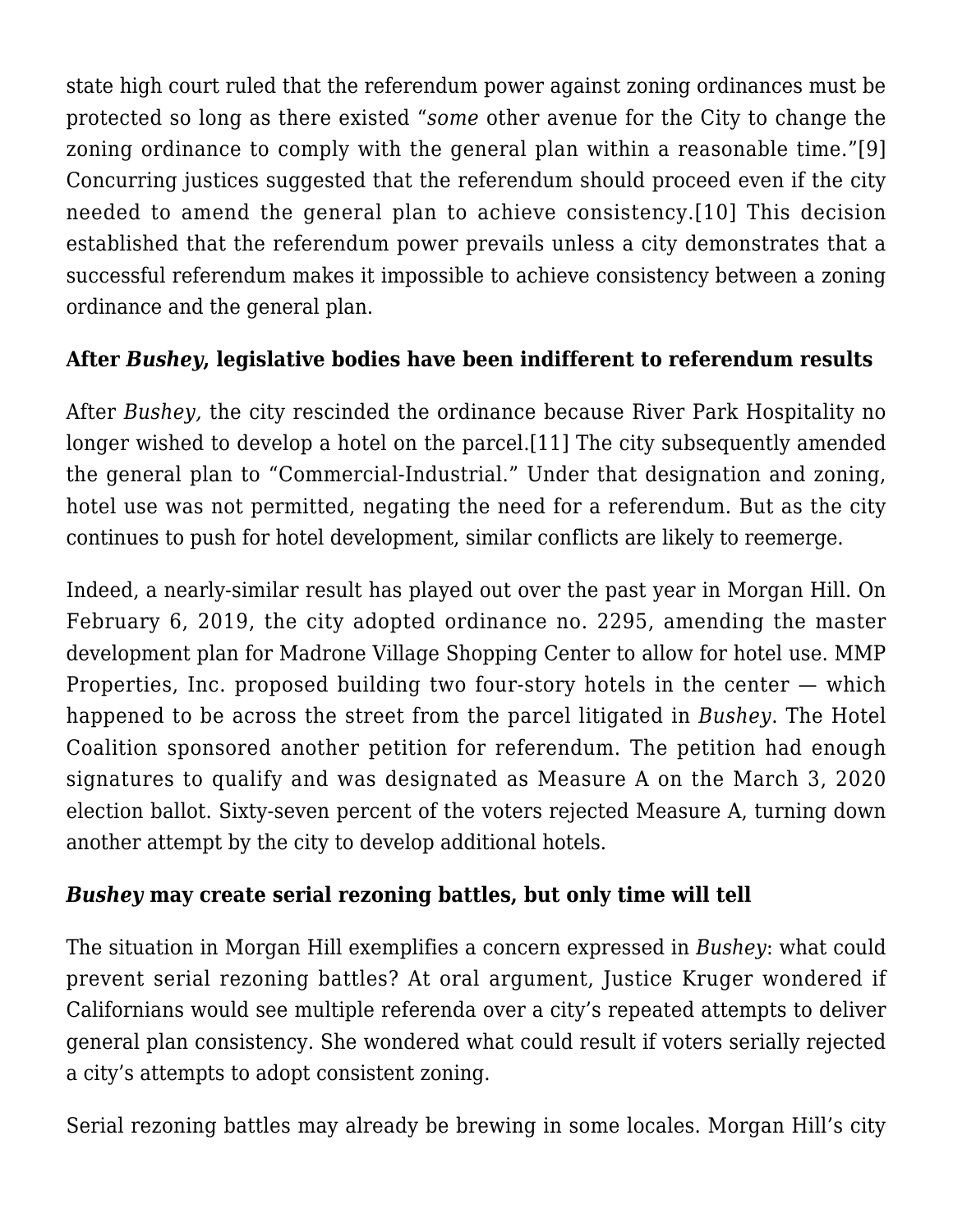state high court ruled that the referendum power against zoning ordinances must be protected so long as there existed "*some* other avenue for the City to change the zoning ordinance to comply with the general plan within a reasonable time."[9] Concurring justices suggested that the referendum should proceed even if the city needed to amend the general plan to achieve consistency.[10] This decision established that the referendum power prevails unless a city demonstrates that a successful referendum makes it impossible to achieve consistency between a zoning ordinance and the general plan.

### After *Bushey*, legislative bodies have been indifferent to referendum results

After *Bushey,* the city rescinded the ordinance because River Park Hospitality no longer wished to develop a hotel on the parcel.[11] The city subsequently amended the general plan to "Commercial-Industrial." Under that designation and zoning, hotel use was not permitted, negating the need for a referendum. But as the city continues to push for hotel development, similar conflicts are likely to reemerge.

Indeed, a nearly-similar result has played out over the past year in Morgan Hill. On February 6, 2019, the city adopted ordinance no. 2295, amending the master development plan for Madrone Village Shopping Center to allow for hotel use. MMP Properties, Inc. proposed building two four-story hotels in the center — which happened to be across the street from the parcel litigated in *Bushey*. The Hotel Coalition sponsored another petition for referendum. The petition had enough signatures to qualify and was designated as Measure A on the March 3, 2020 election ballot. Sixty-seven percent of the voters rejected Measure A, turning down another attempt by the city to develop additional hotels.

### *Bushey* may create serial rezoning battles, but only time will tell

The situation in Morgan Hill exemplifies a concern expressed in *Bushey*: what could prevent serial rezoning battles? At oral argument, Justice Kruger wondered if Californians would see multiple referenda over a city's repeated attempts to deliver general plan consistency. She wondered what could result if voters serially rejected a city's attempts to adopt consistent zoning.

Serial rezoning battles may already be brewing in some locales. Morgan Hill's city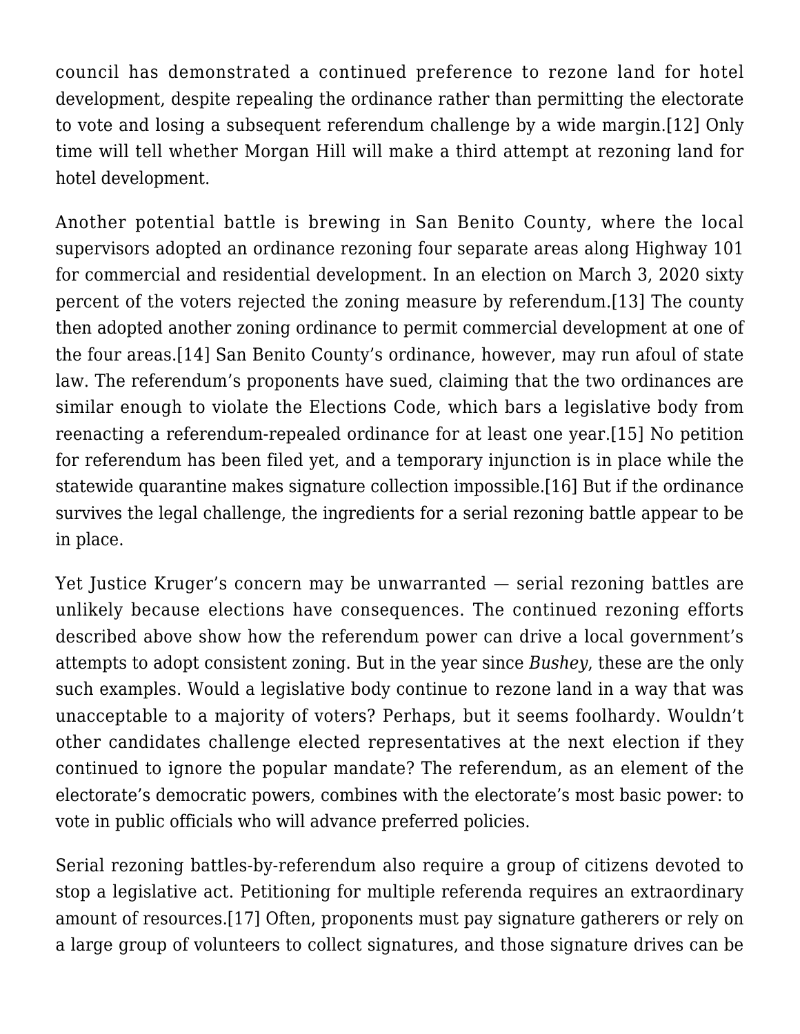council has demonstrated a continued preference to rezone land for hotel development, despite repealing the ordinance rather than permitting the electorate to vote and losing a subsequent referendum challenge by a wide margin.[12] Only time will tell whether Morgan Hill will make a third attempt at rezoning land for hotel development.

Another potential battle is brewing in San Benito County, where the local supervisors adopted an ordinance rezoning four separate areas along Highway 101 for commercial and residential development. In an election on March 3, 2020 sixty percent of the voters rejected the zoning measure by referendum.[13] The county then adopted another zoning ordinance to permit commercial development at one of the four areas.[14] San Benito County's ordinance, however, may run afoul of state law. The referendum's proponents have sued, claiming that the two ordinances are similar enough to violate the Elections Code, which bars a legislative body from reenacting a referendum-repealed ordinance for at least one year.[15] No petition for referendum has been filed yet, and a temporary injunction is in place while the statewide quarantine makes signature collection impossible.[16] But if the ordinance survives the legal challenge, the ingredients for a serial rezoning battle appear to be in place.

Yet Justice Kruger's concern may be unwarranted — serial rezoning battles are unlikely because elections have consequences. The continued rezoning efforts described above show how the referendum power can drive a local government's attempts to adopt consistent zoning. But in the year since *Bushey*, these are the only such examples. Would a legislative body continue to rezone land in a way that was unacceptable to a majority of voters? Perhaps, but it seems foolhardy. Wouldn't other candidates challenge elected representatives at the next election if they continued to ignore the popular mandate? The referendum, as an element of the electorate's democratic powers, combines with the electorate's most basic power: to vote in public officials who will advance preferred policies.

Serial rezoning battles-by-referendum also require a group of citizens devoted to stop a legislative act. Petitioning for multiple referenda requires an extraordinary amount of resources.[17] Often, proponents must pay signature gatherers or rely on a large group of volunteers to collect signatures, and those signature drives can be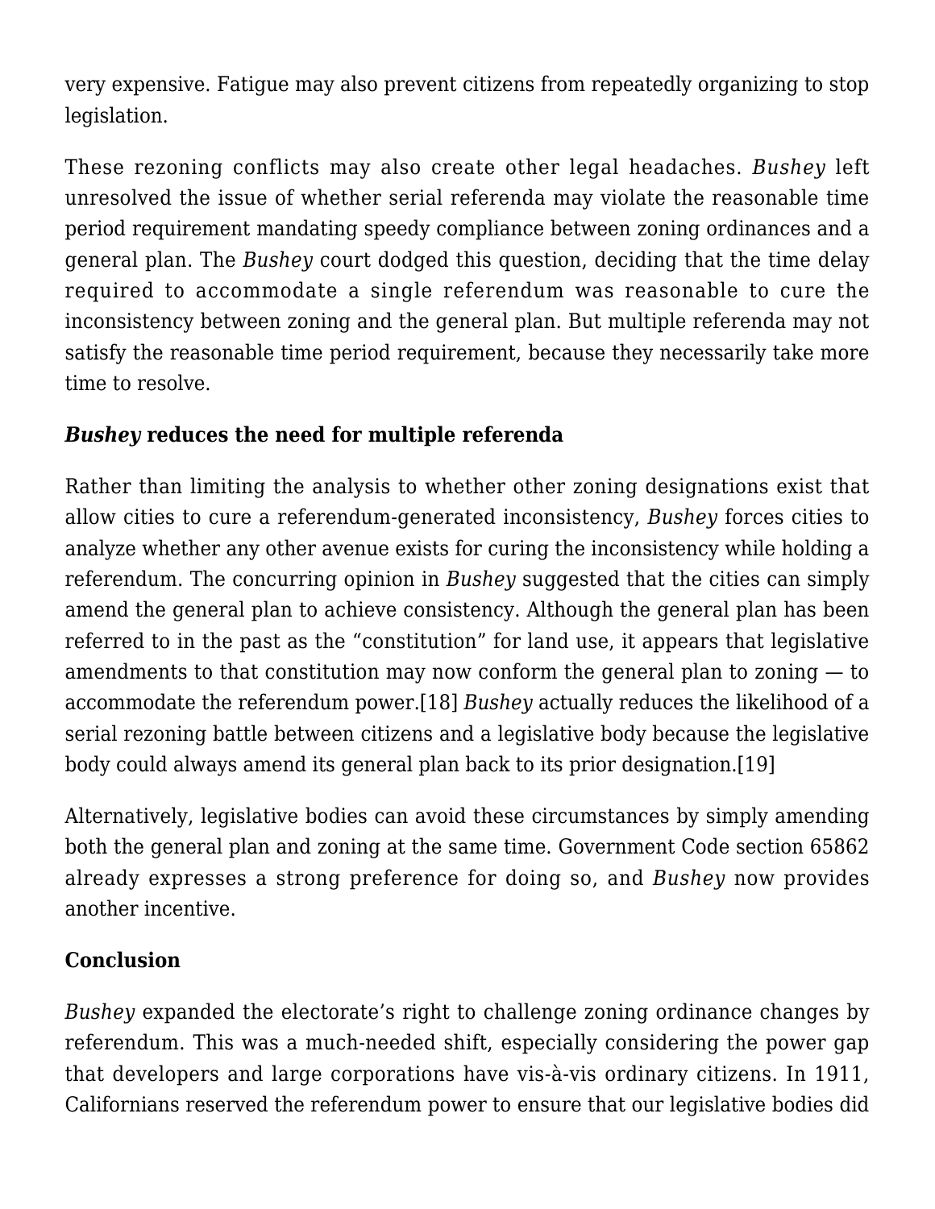very expensive. Fatigue may also prevent citizens from repeatedly organizing to stop legislation.

These rezoning conflicts may also create other legal headaches. *Bushey* left unresolved the issue of whether serial referenda may violate the reasonable time period requirement mandating speedy compliance between zoning ordinances and a general plan. The *Bushey* court dodged this question, deciding that the time delay required to accommodate a single referendum was reasonable to cure the inconsistency between zoning and the general plan. But multiple referenda may not satisfy the reasonable time period requirement, because they necessarily take more time to resolve.

### *Bushey* reduces the need for multiple referenda

Rather than limiting the analysis to whether other zoning designations exist that allow cities to cure a referendum-generated inconsistency, *Bushey* forces cities to analyze whether any other avenue exists for curing the inconsistency while holding a referendum. The concurring opinion in *Bushey* suggested that the cities can simply amend the general plan to achieve consistency. Although the general plan has been referred to in the past as the "constitution" for land use, it appears that legislative amendments to that constitution may now conform the general plan to zoning — to accommodate the referendum power.[18] *Bushey* actually reduces the likelihood of a serial rezoning battle between citizens and a legislative body because the legislative body could always amend its general plan back to its prior designation.[19]

Alternatively, legislative bodies can avoid these circumstances by simply amending both the general plan and zoning at the same time. Government Code section 65862 already expresses a strong preference for doing so, and *Bushey* now provides another incentive.

### Conclusion

*Bushey* expanded the electorate's right to challenge zoning ordinance changes by referendum. This was a much-needed shift, especially considering the power gap that developers and large corporations have vis-à-vis ordinary citizens. In 1911, Californians reserved the referendum power to ensure that our legislative bodies did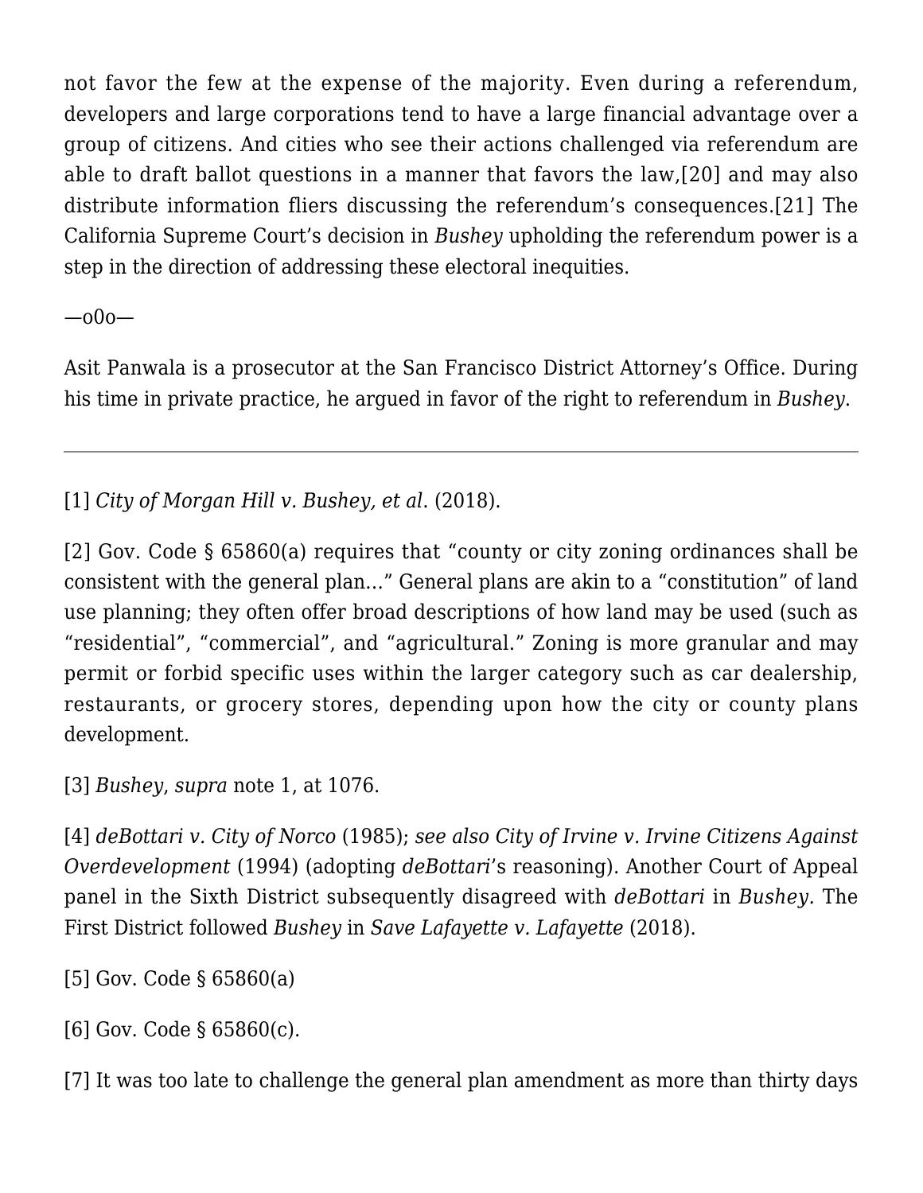not favor the few at the expense of the majority. Even during a referendum, developers and large corporations tend to have a large financial advantage over a group of citizens. And cities who see their actions challenged via referendum are able to draft ballot questions in a manner that favors the law,[20] and may also distribute information fliers discussing the referendum's consequences.[21] The California Supreme Court's decision in *Bushey* upholding the referendum power is a step in the direction of addressing these electoral inequities.

—o0o—

Asit Panwala is a prosecutor at the San Francisco District Attorney's Office. During his time in private practice, he argued in favor of the right to referendum in *Bushey*.

---

[1] *City of Morgan Hill v. Bushey, et al*. (2018).

[2] Gov. Code § 65860(a) requires that "county or city zoning ordinances shall be consistent with the general plan…" General plans are akin to a "constitution" of land use planning; they often offer broad descriptions of how land may be used (such as "residential", "commercial", and "agricultural." Zoning is more granular and may permit or forbid specific uses within the larger category such as car dealership, restaurants, or grocery stores, depending upon how the city or county plans development.

[3] *Bushey*, *supra* note 1, at 1076.

[4] *deBottari v. City of Norco* (1985); *see also City of Irvine v. Irvine Citizens Against Overdevelopment* (1994) (adopting *deBottari*'s reasoning). Another Court of Appeal panel in the Sixth District subsequently disagreed with *deBottari* in *Bushey.* The First District followed *Bushey* in *Save Lafayette v. Lafayette* (2018).

[5] Gov. Code § 65860(a)

[6] Gov. Code § 65860(c).

[7] It was too late to challenge the general plan amendment as more than thirty days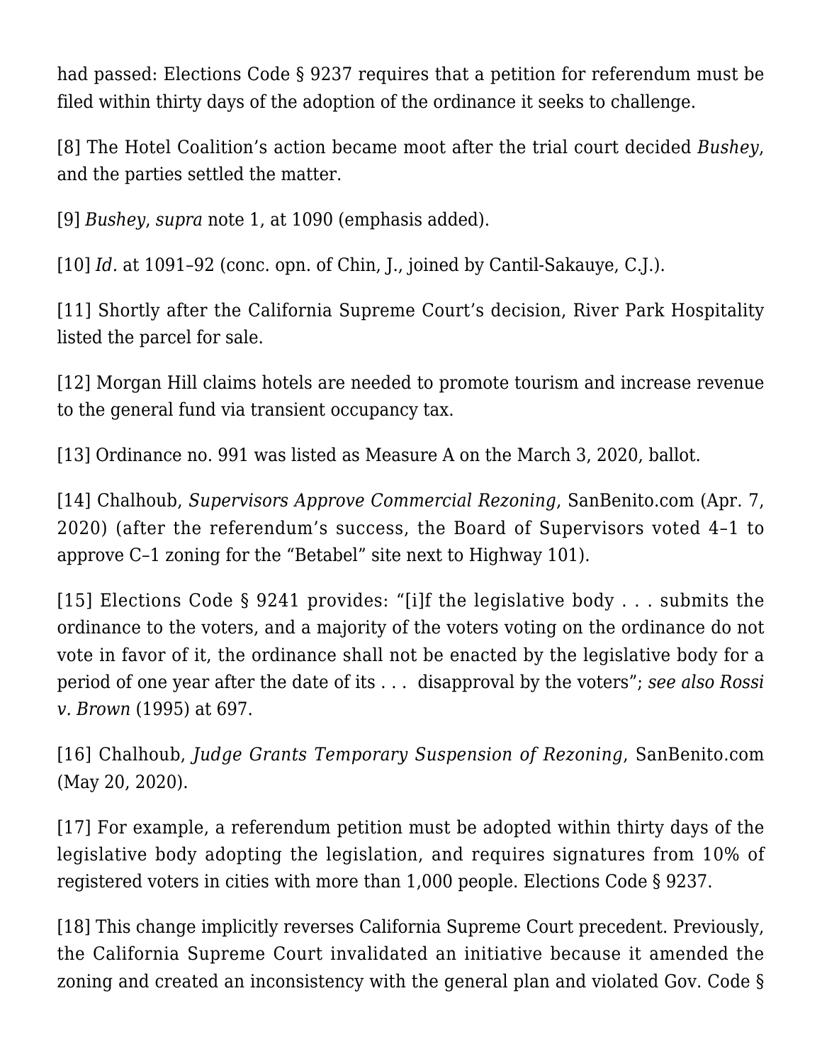had passed: Elections Code § 9237 requires that a petition for referendum must be filed within thirty days of the adoption of the ordinance it seeks to challenge.

[8] The Hotel Coalition's action became moot after the trial court decided *Bushey*, and the parties settled the matter.

[9] *Bushey*, *supra* note 1, at 1090 (emphasis added).

[10] *Id.* at 1091–92 (conc. opn. of Chin, J., joined by Cantil-Sakauye, C.J.).

[11] Shortly after the California Supreme Court's decision, River Park Hospitality listed the parcel for sale.

[12] Morgan Hill claims hotels are needed to promote tourism and increase revenue to the general fund via transient occupancy tax.

[13] Ordinance no. 991 was listed as Measure A on the March 3, 2020, ballot.

[14] Chalhoub, *Supervisors Approve Commercial Rezoning*, SanBenito.com (Apr. 7, 2020) (after the referendum's success, the Board of Supervisors voted 4–1 to approve C–1 zoning for the "Betabel" site next to Highway 101).

[15] Elections Code § 9241 provides: "[i]f the legislative body . . . submits the ordinance to the voters, and a majority of the voters voting on the ordinance do not vote in favor of it, the ordinance shall not be enacted by the legislative body for a period of one year after the date of its . . . disapproval by the voters"; *see also Rossi v. Brown* (1995) at 697.

[16] Chalhoub, *Judge Grants Temporary Suspension of Rezoning*, SanBenito.com (May 20, 2020).

[17] For example, a referendum petition must be adopted within thirty days of the legislative body adopting the legislation, and requires signatures from 10% of registered voters in cities with more than 1,000 people. Elections Code § 9237.

[18] This change implicitly reverses California Supreme Court precedent. Previously, the California Supreme Court invalidated an initiative because it amended the zoning and created an inconsistency with the general plan and violated Gov. Code §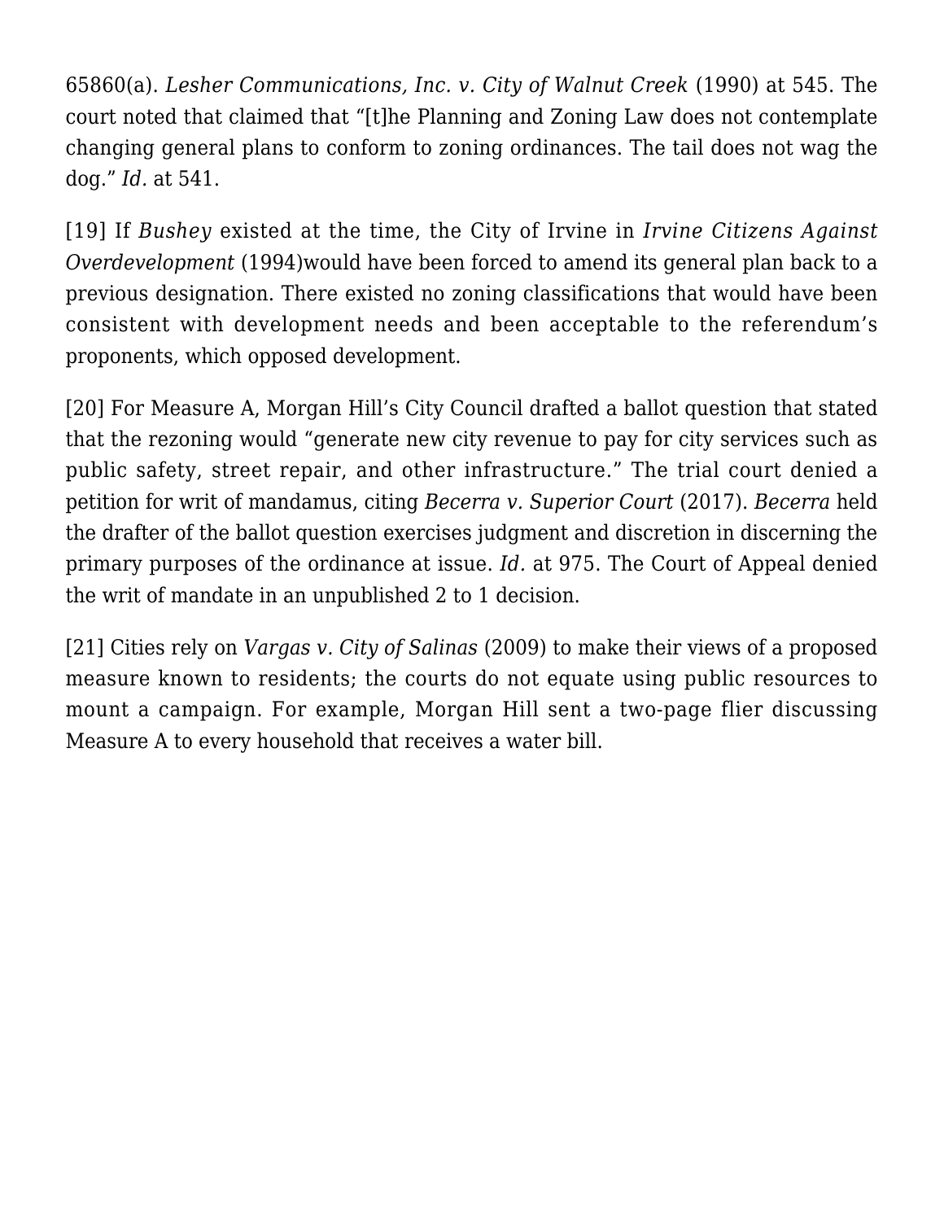65860(a). *Lesher Communications, Inc. v. City of Walnut Creek* (1990) at 545. The court noted that claimed that "[t]he Planning and Zoning Law does not contemplate changing general plans to conform to zoning ordinances. The tail does not wag the dog." *Id.* at 541.

[19] If *Bushey* existed at the time, the City of Irvine in *Irvine Citizens Against Overdevelopment* (1994)would have been forced to amend its general plan back to a previous designation. There existed no zoning classifications that would have been consistent with development needs and been acceptable to the referendum's proponents, which opposed development.

[20] For Measure A, Morgan Hill's City Council drafted a ballot question that stated that the rezoning would "generate new city revenue to pay for city services such as public safety, street repair, and other infrastructure." The trial court denied a petition for writ of mandamus, citing *Becerra v. Superior Court* (2017). *Becerra* held the drafter of the ballot question exercises judgment and discretion in discerning the primary purposes of the ordinance at issue. *Id.* at 975. The Court of Appeal denied the writ of mandate in an unpublished 2 to 1 decision.

[21] Cities rely on *Vargas v. City of Salinas* (2009) to make their views of a proposed measure known to residents; the courts do not equate using public resources to mount a campaign. For example, Morgan Hill sent a two-page flier discussing Measure A to every household that receives a water bill.